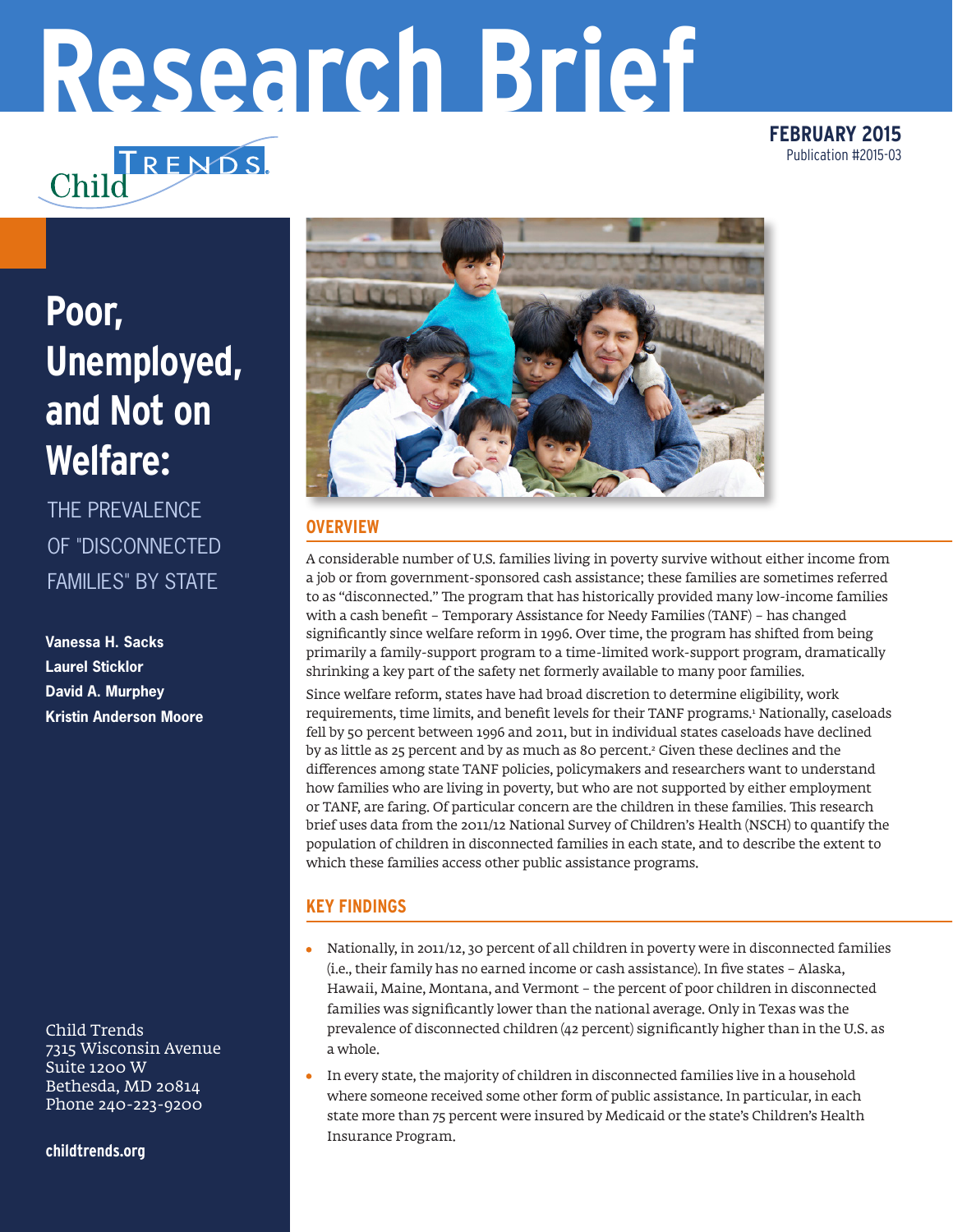# Research Brief

**FEBRUARY 2015**
Publication #2015-03

# Poor, Unemployed, and Not on Welfare:

## THE PREVALENCE OF "DISCONNECTED FAMILIES" BY STATE

**Vanessa H. Sacks**
**Laurel Sticklor**
**David A. Murphey**
**Kristin Anderson Moore**

## OVERVIEW

A considerable number of U.S. families living in poverty survive without either income from a job or from government-sponsored cash assistance; these families are sometimes referred to as "disconnected." The program that has historically provided many low-income families with a cash benefit – Temporary Assistance for Needy Families (TANF) – has changed significantly since welfare reform in 1996. Over time, the program has shifted from being primarily a family-support program to a time-limited work-support program, dramatically shrinking a key part of the safety net formerly available to many poor families.

Since welfare reform, states have had broad discretion to determine eligibility, work requirements, time limits, and benefit levels for their TANF programs.[1] Nationally, caseloads fell by 50 percent between 1996 and 2011, but in individual states caseloads have declined by as little as 25 percent and by as much as 80 percent.[2] Given these declines and the differences among state TANF policies, policymakers and researchers want to understand how families who are living in poverty, but who are not supported by either employment or TANF, are faring. Of particular concern are the children in these families. This research brief uses data from the 2011/12 National Survey of Children's Health (NSCH) to quantify the population of children in disconnected families in each state, and to describe the extent to which these families access other public assistance programs.

## KEY FINDINGS

- Nationally, in 2011/12, 30 percent of all children in poverty were in disconnected families (i.e., their family has no earned income or cash assistance). In five states – Alaska, Hawaii, Maine, Montana, and Vermont – the percent of poor children in disconnected families was significantly lower than the national average. Only in Texas was the prevalence of disconnected children (42 percent) significantly higher than in the U.S. as a whole.
- In every state, the majority of children in disconnected families live in a household where someone received some other form of public assistance. In particular, in each state more than 75 percent were insured by Medicaid or the state's Children's Health Insurance Program.

Child Trends
7315 Wisconsin Avenue
Suite 1200 W
Bethesda, MD 20814
Phone 240-223-9200

**childtrends.org**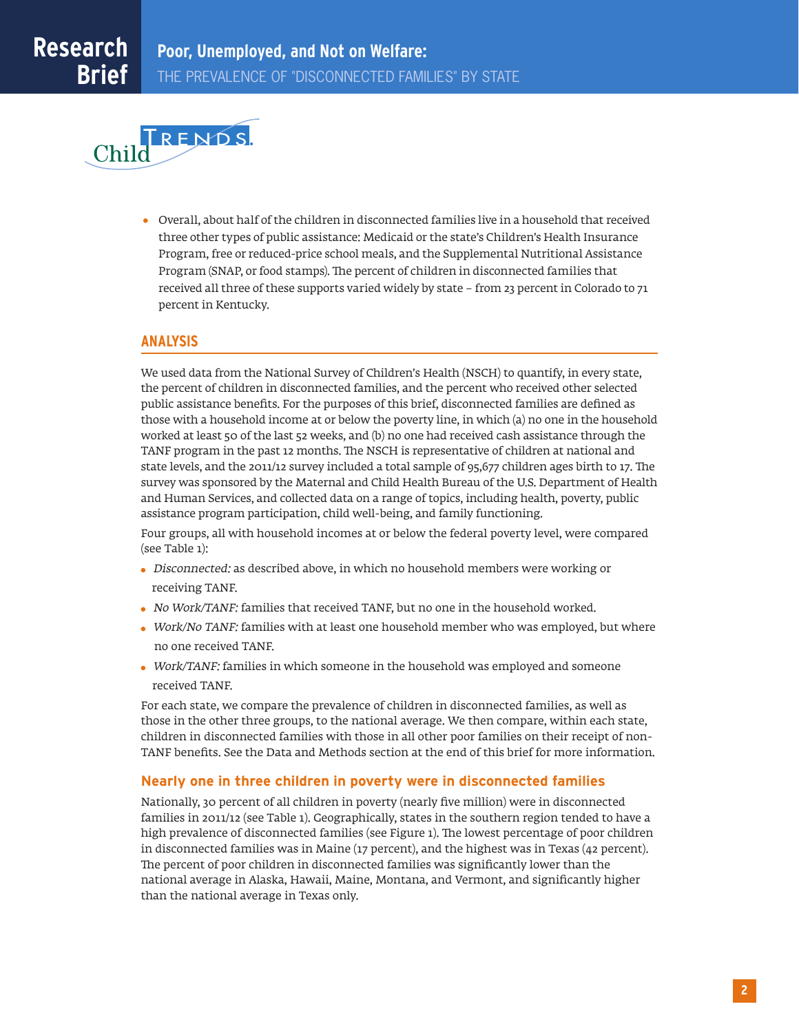- Overall, about half of the children in disconnected families live in a household that received three other types of public assistance: Medicaid or the state's Children's Health Insurance Program, free or reduced-price school meals, and the Supplemental Nutritional Assistance Program (SNAP, or food stamps). The percent of children in disconnected families that received all three of these supports varied widely by state – from 23 percent in Colorado to 71 percent in Kentucky.

## ANALYSIS

We used data from the National Survey of Children's Health (NSCH) to quantify, in every state, the percent of children in disconnected families, and the percent who received other selected public assistance benefits. For the purposes of this brief, disconnected families are defined as those with a household income at or below the poverty line, in which (a) no one in the household worked at least 50 of the last 52 weeks, and (b) no one had received cash assistance through the TANF program in the past 12 months. The NSCH is representative of children at national and state levels, and the 2011/12 survey included a total sample of 95,677 children ages birth to 17. The survey was sponsored by the Maternal and Child Health Bureau of the U.S. Department of Health and Human Services, and collected data on a range of topics, including health, poverty, public assistance program participation, child well-being, and family functioning.

Four groups, all with household incomes at or below the federal poverty level, were compared (see Table 1):

- *Disconnected:* as described above, in which no household members were working or receiving TANF.
- *No Work/TANF:* families that received TANF, but no one in the household worked.
- *Work/No TANF:* families with at least one household member who was employed, but where no one received TANF.
- *Work/TANF:* families in which someone in the household was employed and someone received TANF.

For each state, we compare the prevalence of children in disconnected families, as well as those in the other three groups, to the national average. We then compare, within each state, children in disconnected families with those in all other poor families on their receipt of non-TANF benefits. See the Data and Methods section at the end of this brief for more information.

### Nearly one in three children in poverty were in disconnected families

Nationally, 30 percent of all children in poverty (nearly five million) were in disconnected families in 2011/12 (see Table 1). Geographically, states in the southern region tended to have a high prevalence of disconnected families (see Figure 1). The lowest percentage of poor children in disconnected families was in Maine (17 percent), and the highest was in Texas (42 percent). The percent of poor children in disconnected families was significantly lower than the national average in Alaska, Hawaii, Maine, Montana, and Vermont, and significantly higher than the national average in Texas only.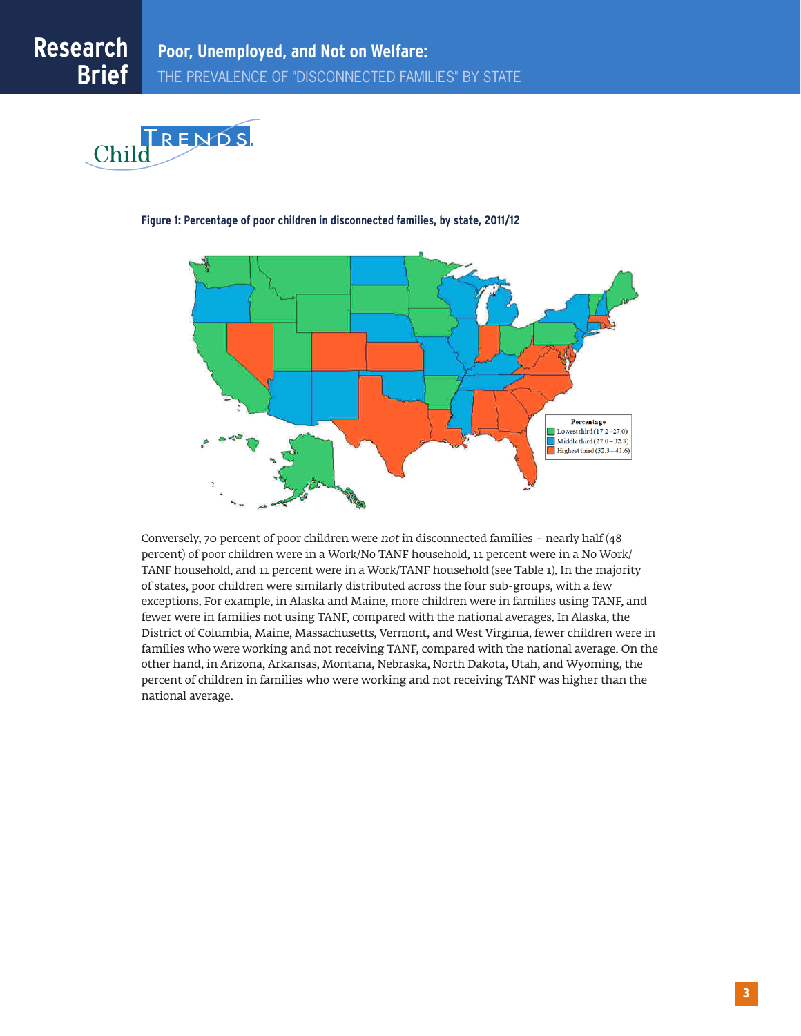**Figure 1: Percentage of poor children in disconnected families, by state, 2011/12**

Percentage
- Lowest third (17.2 – 27.0)
- Middle third (27.0 – 32.3)
- Highest third (32.3 – 41.6)

Conversely, 70 percent of poor children were *not* in disconnected families – nearly half (48 percent) of poor children were in a Work/No TANF household, 11 percent were in a No Work/TANF household, and 11 percent were in a Work/TANF household (see Table 1). In the majority of states, poor children were similarly distributed across the four sub-groups, with a few exceptions. For example, in Alaska and Maine, more children were in families using TANF, and fewer were in families not using TANF, compared with the national averages. In Alaska, the District of Columbia, Maine, Massachusetts, Vermont, and West Virginia, fewer children were in families who were working and not receiving TANF, compared with the national average. On the other hand, in Arizona, Arkansas, Montana, Nebraska, North Dakota, Utah, and Wyoming, the percent of children in families who were working and not receiving TANF was higher than the national average.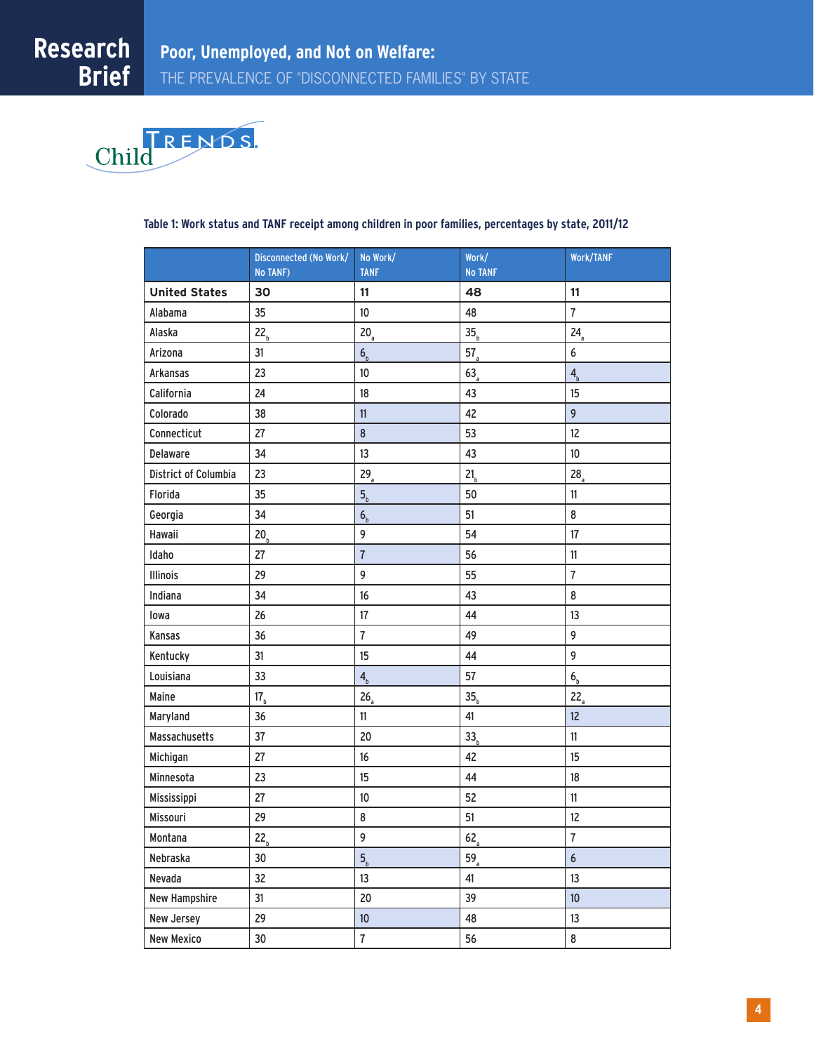Table 1: Work status and TANF receipt among children in poor families, percentages by state, 2011/12

| | Disconnected (No Work/ No TANF) | No Work/ TANF | Work/ No TANF | Work/TANF |
|---|---|---|---|---|
| **United States** | **30** | **11** | **48** | **11** |
| Alabama | 35 | 10 | 48 | 7 |
| Alaska | $22_b$ | $20_a$ | $35_b$ | $24_a$ |
| Arizona | 31 | $6_b$ | $57_a$ | 6 |
| Arkansas | 23 | 10 | $63_a$ | $4_b$ |
| California | 24 | 18 | 43 | 15 |
| Colorado | 38 | 11 | 42 | 9 |
| Connecticut | 27 | 8 | 53 | 12 |
| Delaware | 34 | 13 | 43 | 10 |
| District of Columbia | 23 | $29_a$ | $21_b$ | $28_a$ |
| Florida | 35 | $5_b$ | 50 | 11 |
| Georgia | 34 | $6_b$ | 51 | 8 |
| Hawaii | $20_b$ | 9 | 54 | 17 |
| Idaho | 27 | 7 | 56 | 11 |
| Illinois | 29 | 9 | 55 | 7 |
| Indiana | 34 | 16 | 43 | 8 |
| Iowa | 26 | 17 | 44 | 13 |
| Kansas | 36 | 7 | 49 | 9 |
| Kentucky | 31 | 15 | 44 | 9 |
| Louisiana | 33 | $4_b$ | 57 | $6_b$ |
| Maine | $17_b$ | $26_a$ | $35_b$ | $22_a$ |
| Maryland | 36 | 11 | 41 | 12 |
| Massachusetts | 37 | 20 | $33_b$ | 11 |
| Michigan | 27 | 16 | 42 | 15 |
| Minnesota | 23 | 15 | 44 | 18 |
| Mississippi | 27 | 10 | 52 | 11 |
| Missouri | 29 | 8 | 51 | 12 |
| Montana | $22_b$ | 9 | $62_a$ | 7 |
| Nebraska | 30 | $5_b$ | $59_a$ | 6 |
| Nevada | 32 | 13 | 41 | 13 |
| New Hampshire | 31 | 20 | 39 | 10 |
| New Jersey | 29 | 10 | 48 | 13 |
| New Mexico | 30 | 7 | 56 | 8 |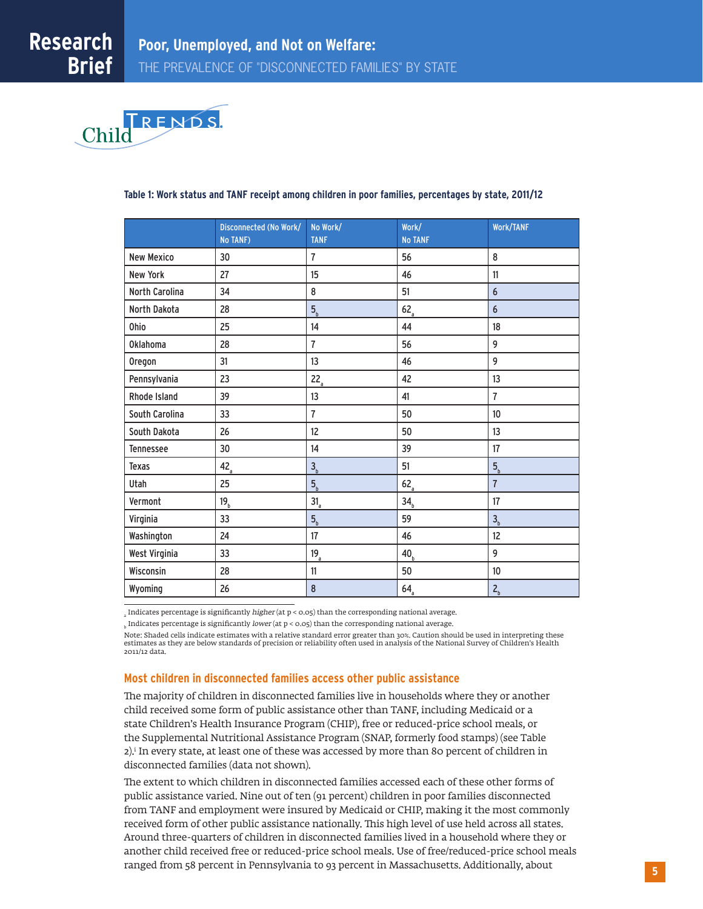**Table 1: Work status and TANF receipt among children in poor families, percentages by state, 2011/12**

| | Disconnected (No Work/ No TANF) | No Work/ TANF | Work/ No TANF | Work/TANF |
|---|---|---|---|---|
| New Mexico | 30 | 7 | 56 | 8 |
| New York | 27 | 15 | 46 | 11 |
| North Carolina | 34 | 8 | 51 | 6 |
| North Dakota | 28 | $5_b$ | $62_a$ | 6 |
| Ohio | 25 | 14 | 44 | 18 |
| Oklahoma | 28 | 7 | 56 | 9 |
| Oregon | 31 | 13 | 46 | 9 |
| Pennsylvania | 23 | $22_a$ | 42 | 13 |
| Rhode Island | 39 | 13 | 41 | 7 |
| South Carolina | 33 | 7 | 50 | 10 |
| South Dakota | 26 | 12 | 50 | 13 |
| Tennessee | 30 | 14 | 39 | 17 |
| Texas | $42_a$ | $3_b$ | 51 | $5_b$ |
| Utah | 25 | $5_b$ | $62_a$ | 7 |
| Vermont | $19_b$ | $31_a$ | $34_b$ | 17 |
| Virginia | 33 | $5_b$ | 59 | $3_b$ |
| Washington | 24 | 17 | 46 | 12 |
| West Virginia | 33 | $19_a$ | $40_b$ | 9 |
| Wisconsin | 28 | 11 | 50 | 10 |
| Wyoming | 26 | 8 | $64_a$ | $2_b$ |

$_a$ Indicates percentage is significantly *higher* (at $p < 0.05$) than the corresponding national average.

$_b$ Indicates percentage is significantly *lower* (at $p < 0.05$) than the corresponding national average.

Note: Shaded cells indicate estimates with a relative standard error greater than 30%. Caution should be used in interpreting these estimates as they are below standards of precision or reliability often used in analysis of the National Survey of Children's Health 2011/12 data.

## Most children in disconnected families access other public assistance

The majority of children in disconnected families live in households where they or another child received some form of public assistance other than TANF, including Medicaid or a state Children's Health Insurance Program (CHIP), free or reduced-price school meals, or the Supplemental Nutritional Assistance Program (SNAP, formerly food stamps) (see Table 2).[i] In every state, at least one of these was accessed by more than 80 percent of children in disconnected families (data not shown).

The extent to which children in disconnected families accessed each of these other forms of public assistance varied. Nine out of ten (91 percent) children in poor families disconnected from TANF and employment were insured by Medicaid or CHIP, making it the most commonly received form of other public assistance nationally. This high level of use held across all states. Around three-quarters of children in disconnected families lived in a household where they or another child received free or reduced-price school meals. Use of free/reduced-price school meals ranged from 58 percent in Pennsylvania to 93 percent in Massachusetts. Additionally, about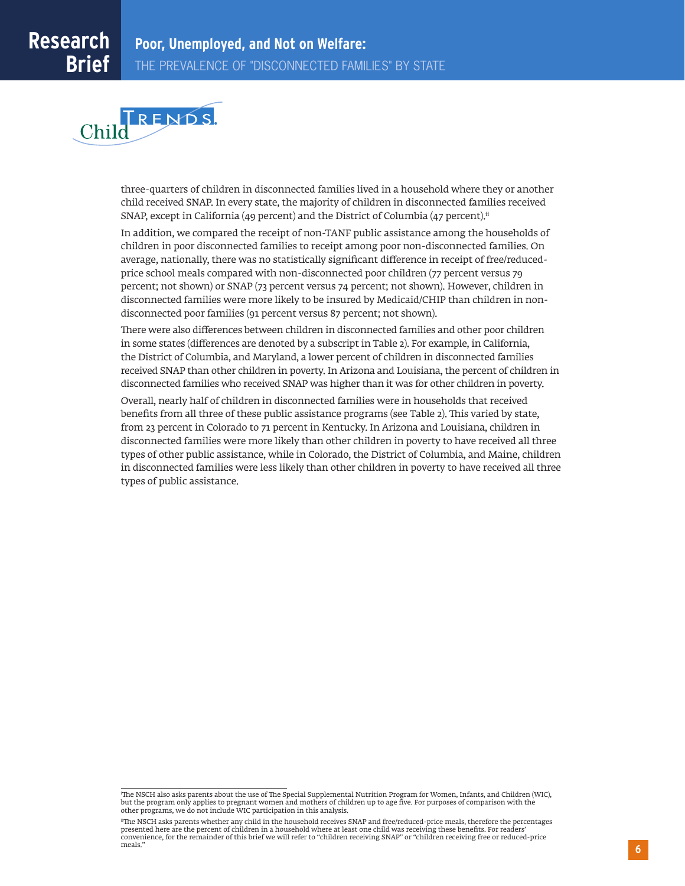three-quarters of children in disconnected families lived in a household where they or another child received SNAP. In every state, the majority of children in disconnected families received SNAP, except in California (49 percent) and the District of Columbia (47 percent).[ii]

In addition, we compared the receipt of non-TANF public assistance among the households of children in poor disconnected families to receipt among poor non-disconnected families. On average, nationally, there was no statistically significant difference in receipt of free/reduced-price school meals compared with non-disconnected poor children (77 percent versus 79 percent; not shown) or SNAP (73 percent versus 74 percent; not shown). However, children in disconnected families were more likely to be insured by Medicaid/CHIP than children in non-disconnected poor families (91 percent versus 87 percent; not shown).

There were also differences between children in disconnected families and other poor children in some states (differences are denoted by a subscript in Table 2). For example, in California, the District of Columbia, and Maryland, a lower percent of children in disconnected families received SNAP than other children in poverty. In Arizona and Louisiana, the percent of children in disconnected families who received SNAP was higher than it was for other children in poverty.

Overall, nearly half of children in disconnected families were in households that received benefits from all three of these public assistance programs (see Table 2). This varied by state, from 23 percent in Colorado to 71 percent in Kentucky. In Arizona and Louisiana, children in disconnected families were more likely than other children in poverty to have received all three types of other public assistance, while in Colorado, the District of Columbia, and Maine, children in disconnected families were less likely than other children in poverty to have received all three types of public assistance.

---

[i] The NSCH also asks parents about the use of The Special Supplemental Nutrition Program for Women, Infants, and Children (WIC), but the program only applies to pregnant women and mothers of children up to age five. For purposes of comparison with the other programs, we do not include WIC participation in this analysis.

[ii] The NSCH asks parents whether any child in the household receives SNAP and free/reduced-price meals, therefore the percentages presented here are the percent of children in a household where at least one child was receiving these benefits. For readers' convenience, for the remainder of this brief we will refer to "children receiving SNAP" or "children receiving free or reduced-price meals."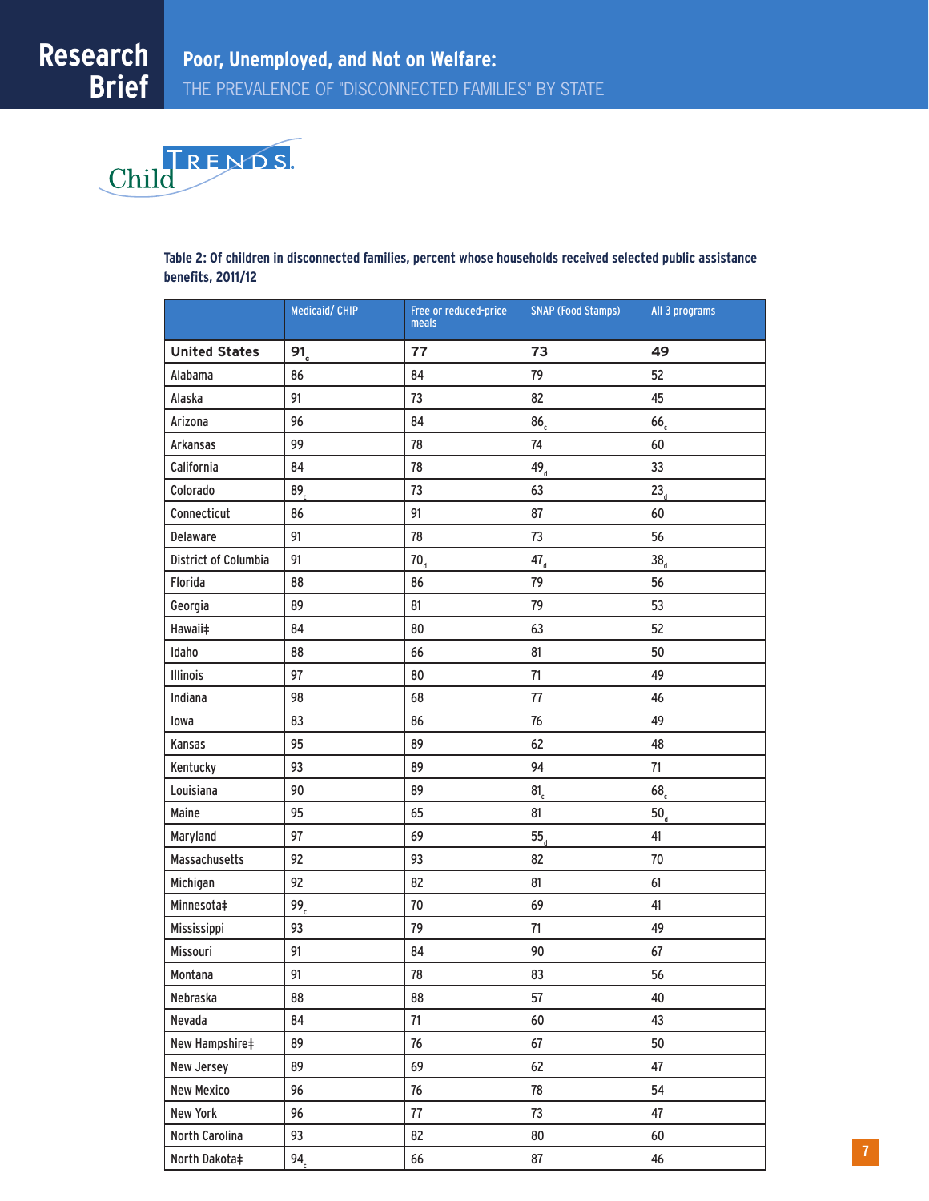Table 2: Of children in disconnected families, percent whose households received selected public assistance benefits, 2011/12

| | Medicaid/ CHIP | Free or reduced-price meals | SNAP (Food Stamps) | All 3 programs |
|---|---|---|---|---|
| **United States** | **91** $_c$ | **77** | **73** | **49** |
| Alabama | 86 | 84 | 79 | 52 |
| Alaska | 91 | 73 | 82 | 45 |
| Arizona | 96 | 84 | 86 $_c$ | 66 $_c$ |
| Arkansas | 99 | 78 | 74 | 60 |
| California | 84 | 78 | 49 $_d$ | 33 |
| Colorado | 89 $_c$ | 73 | 63 | 23 $_d$ |
| Connecticut | 86 | 91 | 87 | 60 |
| Delaware | 91 | 78 | 73 | 56 |
| District of Columbia | 91 | 70 $_d$ | 47 $_d$ | 38 $_d$ |
| Florida | 88 | 86 | 79 | 56 |
| Georgia | 89 | 81 | 79 | 53 |
| Hawaii‡ | 84 | 80 | 63 | 52 |
| Idaho | 88 | 66 | 81 | 50 |
| Illinois | 97 | 80 | 71 | 49 |
| Indiana | 98 | 68 | 77 | 46 |
| Iowa | 83 | 86 | 76 | 49 |
| Kansas | 95 | 89 | 62 | 48 |
| Kentucky | 93 | 89 | 94 | 71 |
| Louisiana | 90 | 89 | 81 $_c$ | 68 $_c$ |
| Maine | 95 | 65 | 81 | 50 $_d$ |
| Maryland | 97 | 69 | 55 $_d$ | 41 |
| Massachusetts | 92 | 93 | 82 | 70 |
| Michigan | 92 | 82 | 81 | 61 |
| Minnesota‡ | 99 $_c$ | 70 | 69 | 41 |
| Mississippi | 93 | 79 | 71 | 49 |
| Missouri | 91 | 84 | 90 | 67 |
| Montana | 91 | 78 | 83 | 56 |
| Nebraska | 88 | 88 | 57 | 40 |
| Nevada | 84 | 71 | 60 | 43 |
| New Hampshire‡ | 89 | 76 | 67 | 50 |
| New Jersey | 89 | 69 | 62 | 47 |
| New Mexico | 96 | 76 | 78 | 54 |
| New York | 96 | 77 | 73 | 47 |
| North Carolina | 93 | 82 | 80 | 60 |
| North Dakota‡ | 94 $_c$ | 66 | 87 | 46 |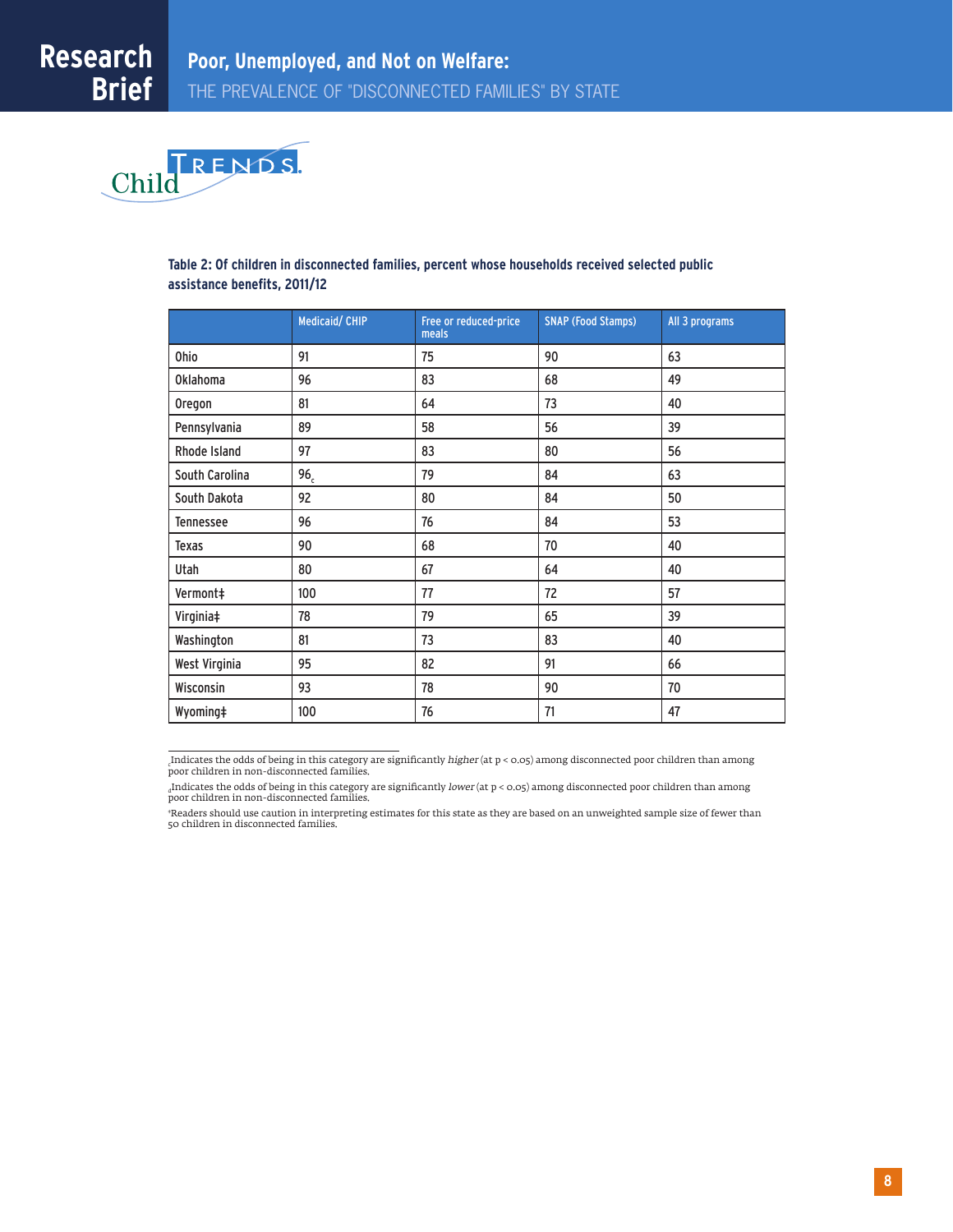**Table 2: Of children in disconnected families, percent whose households received selected public assistance benefits, 2011/12**

| | Medicaid/ CHIP | Free or reduced-price meals | SNAP (Food Stamps) | All 3 programs |
|---|---|---|---|---|
| Ohio | 91 | 75 | 90 | 63 |
| Oklahoma | 96 | 83 | 68 | 49 |
| Oregon | 81 | 64 | 73 | 40 |
| Pennsylvania | 89 | 58 | 56 | 39 |
| Rhode Island | 97 | 83 | 80 | 56 |
| South Carolina | 96$_c$ | 79 | 84 | 63 |
| South Dakota | 92 | 80 | 84 | 50 |
| Tennessee | 96 | 76 | 84 | 53 |
| Texas | 90 | 68 | 70 | 40 |
| Utah | 80 | 67 | 64 | 40 |
| Vermont‡ | 100 | 77 | 72 | 57 |
| Virginia‡ | 78 | 79 | 65 | 39 |
| Washington | 81 | 73 | 83 | 40 |
| West Virginia | 95 | 82 | 91 | 66 |
| Wisconsin | 93 | 78 | 90 | 70 |
| Wyoming‡ | 100 | 76 | 71 | 47 |

$_c$Indicates the odds of being in this category are significantly *higher* (at $p < 0.05$) among disconnected poor children than among poor children in non-disconnected families.

$_d$Indicates the odds of being in this category are significantly *lower* (at $p < 0.05$) among disconnected poor children than among poor children in non-disconnected families.

‡Readers should use caution in interpreting estimates for this state as they are based on an unweighted sample size of fewer than 50 children in disconnected families.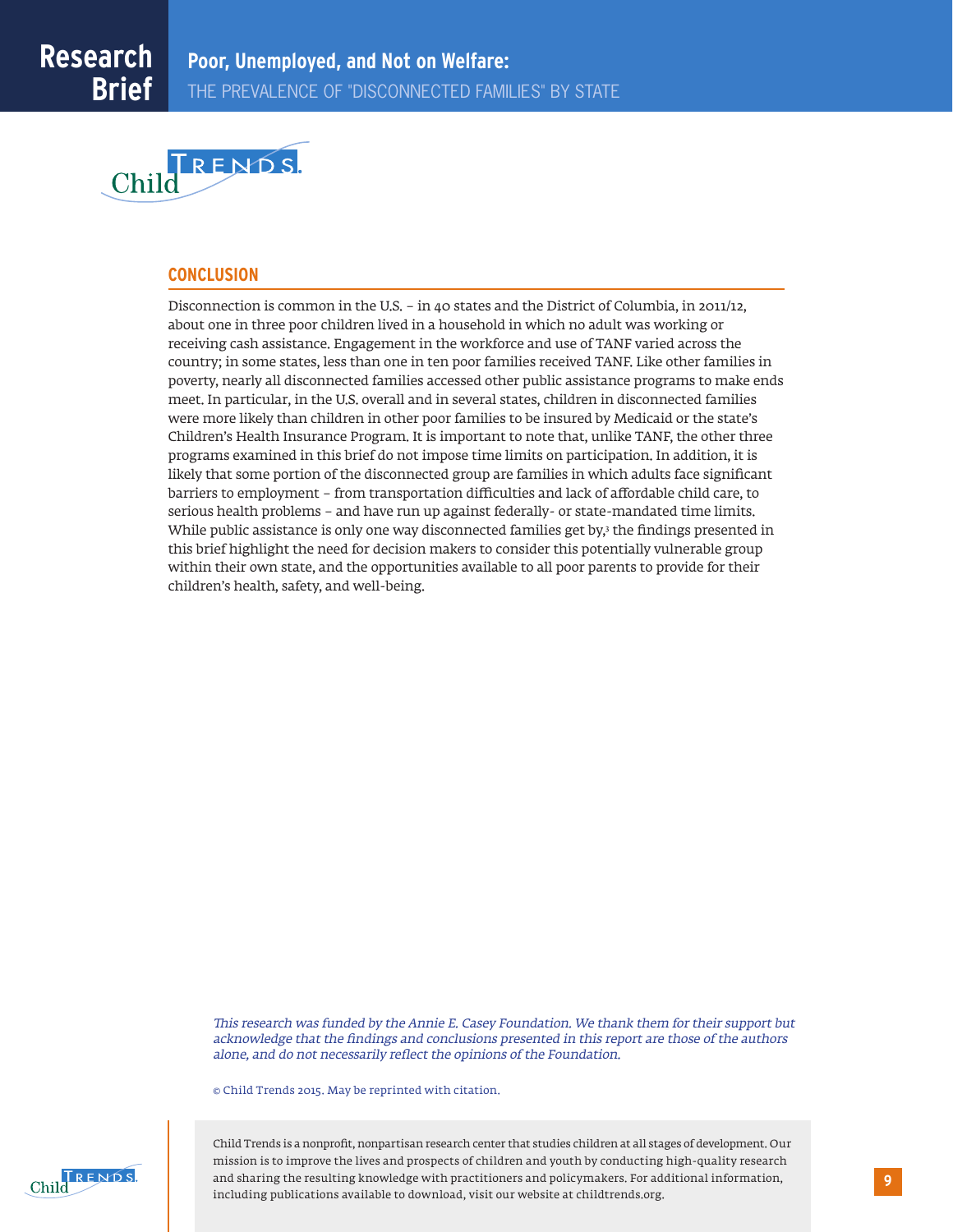## CONCLUSION

Disconnection is common in the U.S. – in 40 states and the District of Columbia, in 2011/12, about one in three poor children lived in a household in which no adult was working or receiving cash assistance. Engagement in the workforce and use of TANF varied across the country; in some states, less than one in ten poor families received TANF. Like other families in poverty, nearly all disconnected families accessed other public assistance programs to make ends meet. In particular, in the U.S. overall and in several states, children in disconnected families were more likely than children in other poor families to be insured by Medicaid or the state's Children's Health Insurance Program. It is important to note that, unlike TANF, the other three programs examined in this brief do not impose time limits on participation. In addition, it is likely that some portion of the disconnected group are families in which adults face significant barriers to employment – from transportation difficulties and lack of affordable child care, to serious health problems – and have run up against federally- or state-mandated time limits. While public assistance is only one way disconnected families get by,[3] the findings presented in this brief highlight the need for decision makers to consider this potentially vulnerable group within their own state, and the opportunities available to all poor parents to provide for their children's health, safety, and well-being.

*This research was funded by the Annie E. Casey Foundation. We thank them for their support but acknowledge that the findings and conclusions presented in this report are those of the authors alone, and do not necessarily reflect the opinions of the Foundation.*

© Child Trends 2015. May be reprinted with citation.

Child Trends is a nonprofit, nonpartisan research center that studies children at all stages of development. Our mission is to improve the lives and prospects of children and youth by conducting high-quality research and sharing the resulting knowledge with practitioners and policymakers. For additional information, including publications available to download, visit our website at childtrends.org.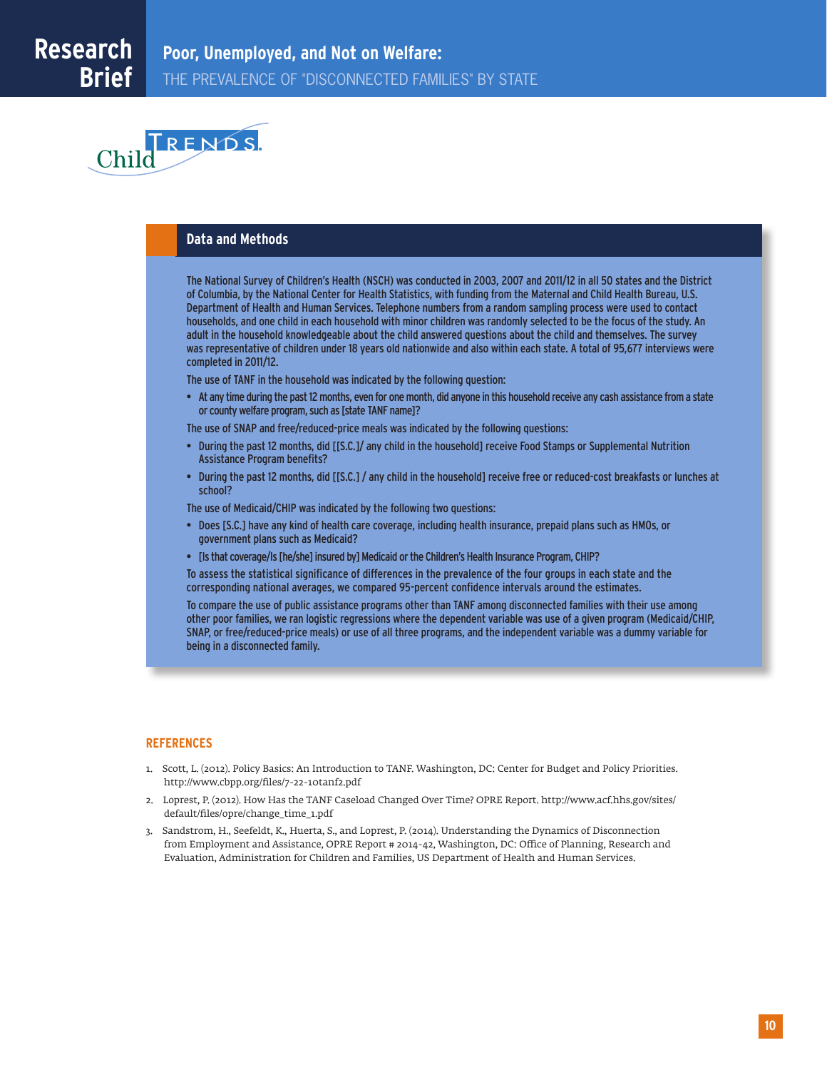## Data and Methods

The National Survey of Children's Health (NSCH) was conducted in 2003, 2007 and 2011/12 in all 50 states and the District of Columbia, by the National Center for Health Statistics, with funding from the Maternal and Child Health Bureau, U.S. Department of Health and Human Services. Telephone numbers from a random sampling process were used to contact households, and one child in each household with minor children was randomly selected to be the focus of the study. An adult in the household knowledgeable about the child answered questions about the child and themselves. The survey was representative of children under 18 years old nationwide and also within each state. A total of 95,677 interviews were completed in 2011/12.

The use of TANF in the household was indicated by the following question:

- At any time during the past 12 months, even for one month, did anyone in this household receive any cash assistance from a state or county welfare program, such as [state TANF name]?

The use of SNAP and free/reduced-price meals was indicated by the following questions:

- During the past 12 months, did [[S.C.]/ any child in the household] receive Food Stamps or Supplemental Nutrition Assistance Program benefits?
- During the past 12 months, did [[S.C.] / any child in the household] receive free or reduced-cost breakfasts or lunches at school?

The use of Medicaid/CHIP was indicated by the following two questions:

- Does [S.C.] have any kind of health care coverage, including health insurance, prepaid plans such as HMOs, or government plans such as Medicaid?
- [Is that coverage/Is [he/she] insured by] Medicaid or the Children's Health Insurance Program, CHIP?

To assess the statistical significance of differences in the prevalence of the four groups in each state and the corresponding national averages, we compared 95-percent confidence intervals around the estimates.

To compare the use of public assistance programs other than TANF among disconnected families with their use among other poor families, we ran logistic regressions where the dependent variable was use of a given program (Medicaid/CHIP, SNAP, or free/reduced-price meals) or use of all three programs, and the independent variable was a dummy variable for being in a disconnected family.

## REFERENCES

1. Scott, L. (2012). Policy Basics: An Introduction to TANF. Washington, DC: Center for Budget and Policy Priorities. http://www.cbpp.org/files/7-22-10tanf2.pdf
2. Loprest, P. (2012). How Has the TANF Caseload Changed Over Time? OPRE Report. http://www.acf.hhs.gov/sites/default/files/opre/change_time_1.pdf
3. Sandstrom, H., Seefeldt, K., Huerta, S., and Loprest, P. (2014). Understanding the Dynamics of Disconnection from Employment and Assistance, OPRE Report # 2014-42, Washington, DC: Office of Planning, Research and Evaluation, Administration for Children and Families, US Department of Health and Human Services.